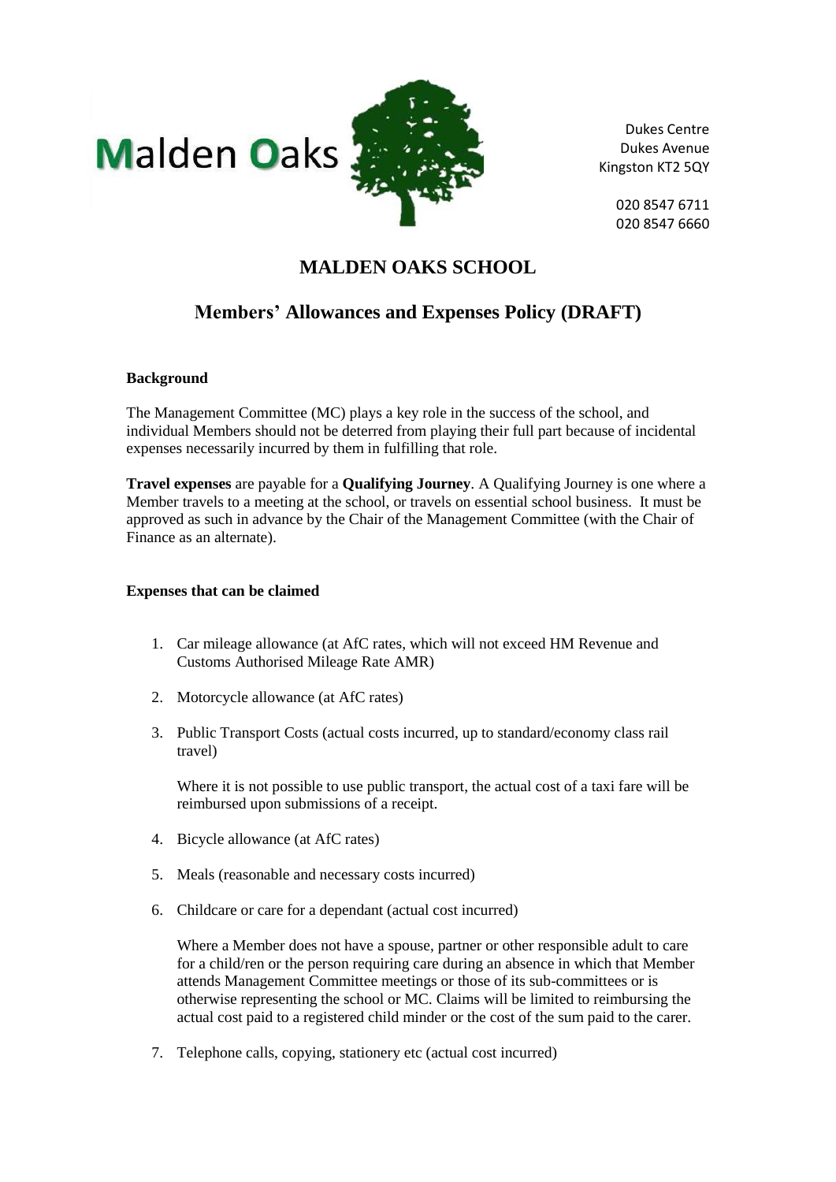Malden Oaks

Dukes Centre
Dukes Avenue
Kingston KT2 5QY

020 8547 6711
020 8547 6660

# MALDEN OAKS SCHOOL

## Members' Allowances and Expenses Policy (DRAFT)

**Background**

The Management Committee (MC) plays a key role in the success of the school, and individual Members should not be deterred from playing their full part because of incidental expenses necessarily incurred by them in fulfilling that role.

**Travel expenses** are payable for a **Qualifying Journey**. A Qualifying Journey is one where a Member travels to a meeting at the school, or travels on essential school business. It must be approved as such in advance by the Chair of the Management Committee (with the Chair of Finance as an alternate).

**Expenses that can be claimed**

1. Car mileage allowance (at AfC rates, which will not exceed HM Revenue and Customs Authorised Mileage Rate AMR)

2. Motorcycle allowance (at AfC rates)

3. Public Transport Costs (actual costs incurred, up to standard/economy class rail travel)

   Where it is not possible to use public transport, the actual cost of a taxi fare will be reimbursed upon submissions of a receipt.

4. Bicycle allowance (at AfC rates)

5. Meals (reasonable and necessary costs incurred)

6. Childcare or care for a dependant (actual cost incurred)

   Where a Member does not have a spouse, partner or other responsible adult to care for a child/ren or the person requiring care during an absence in which that Member attends Management Committee meetings or those of its sub-committees or is otherwise representing the school or MC. Claims will be limited to reimbursing the actual cost paid to a registered child minder or the cost of the sum paid to the carer.

7. Telephone calls, copying, stationery etc (actual cost incurred)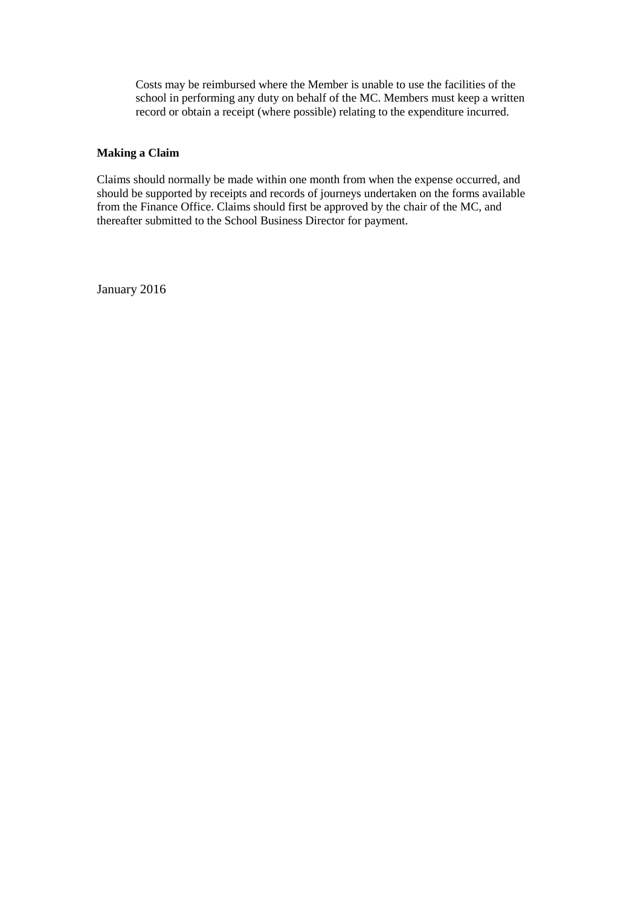Costs may be reimbursed where the Member is unable to use the facilities of the school in performing any duty on behalf of the MC. Members must keep a written record or obtain a receipt (where possible) relating to the expenditure incurred.

**Making a Claim**

Claims should normally be made within one month from when the expense occurred, and should be supported by receipts and records of journeys undertaken on the forms available from the Finance Office. Claims should first be approved by the chair of the MC, and thereafter submitted to the School Business Director for payment.

January 2016